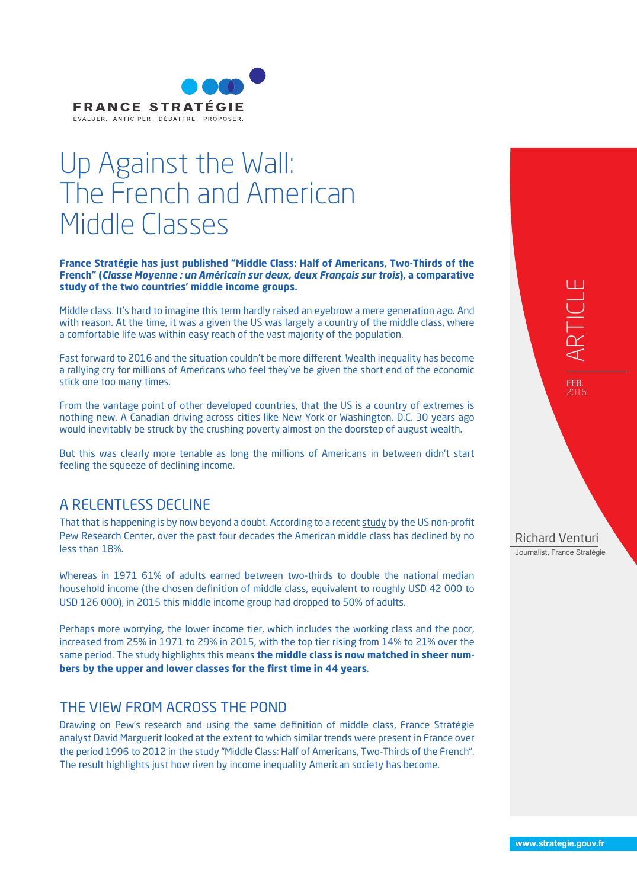FRANCE STRATÉGIE

ÉVALUER. ANTICIPER. DÉBATTRE. PROPOSER.

ARTICLE

FEB. 2016

# Up Against the Wall: The French and American Middle Classes

Richard Venturi
Journalist, France Stratégie

**France Stratégie has just published "Middle Class: Half of Americans, Two-Thirds of the French" (*Classe Moyenne : un Américain sur deux, deux Français sur trois*), a comparative study of the two countries' middle income groups.**

Middle class. It's hard to imagine this term hardly raised an eyebrow a mere generation ago. And with reason. At the time, it was a given the US was largely a country of the middle class, where a comfortable life was within easy reach of the vast majority of the population.

Fast forward to 2016 and the situation couldn't be more different. Wealth inequality has become a rallying cry for millions of Americans who feel they've be given the short end of the economic stick one too many times.

From the vantage point of other developed countries, that the US is a country of extremes is nothing new. A Canadian driving across cities like New York or Washington, D.C. 30 years ago would inevitably be struck by the crushing poverty almost on the doorstep of august wealth.

But this was clearly more tenable as long the millions of Americans in between didn't start feeling the squeeze of declining income.

## A RELENTLESS DECLINE

That that is happening is by now beyond a doubt. According to a recent study by the US non-profit Pew Research Center, over the past four decades the American middle class has declined by no less than 18%.

Whereas in 1971 61% of adults earned between two-thirds to double the national median household income (the chosen definition of middle class, equivalent to roughly USD 42 000 to USD 126 000), in 2015 this middle income group had dropped to 50% of adults.

Perhaps more worrying, the lower income tier, which includes the working class and the poor, increased from 25% in 1971 to 29% in 2015, with the top tier rising from 14% to 21% over the same period. The study highlights this means **the middle class is now matched in sheer numbers by the upper and lower classes for the first time in 44 years**.

## THE VIEW FROM ACROSS THE POND

Drawing on Pew's research and using the same definition of middle class, France Stratégie analyst David Marguerit looked at the extent to which similar trends were present in France over the period 1996 to 2012 in the study "Middle Class: Half of Americans, Two-Thirds of the French". The result highlights just how riven by income inequality American society has become.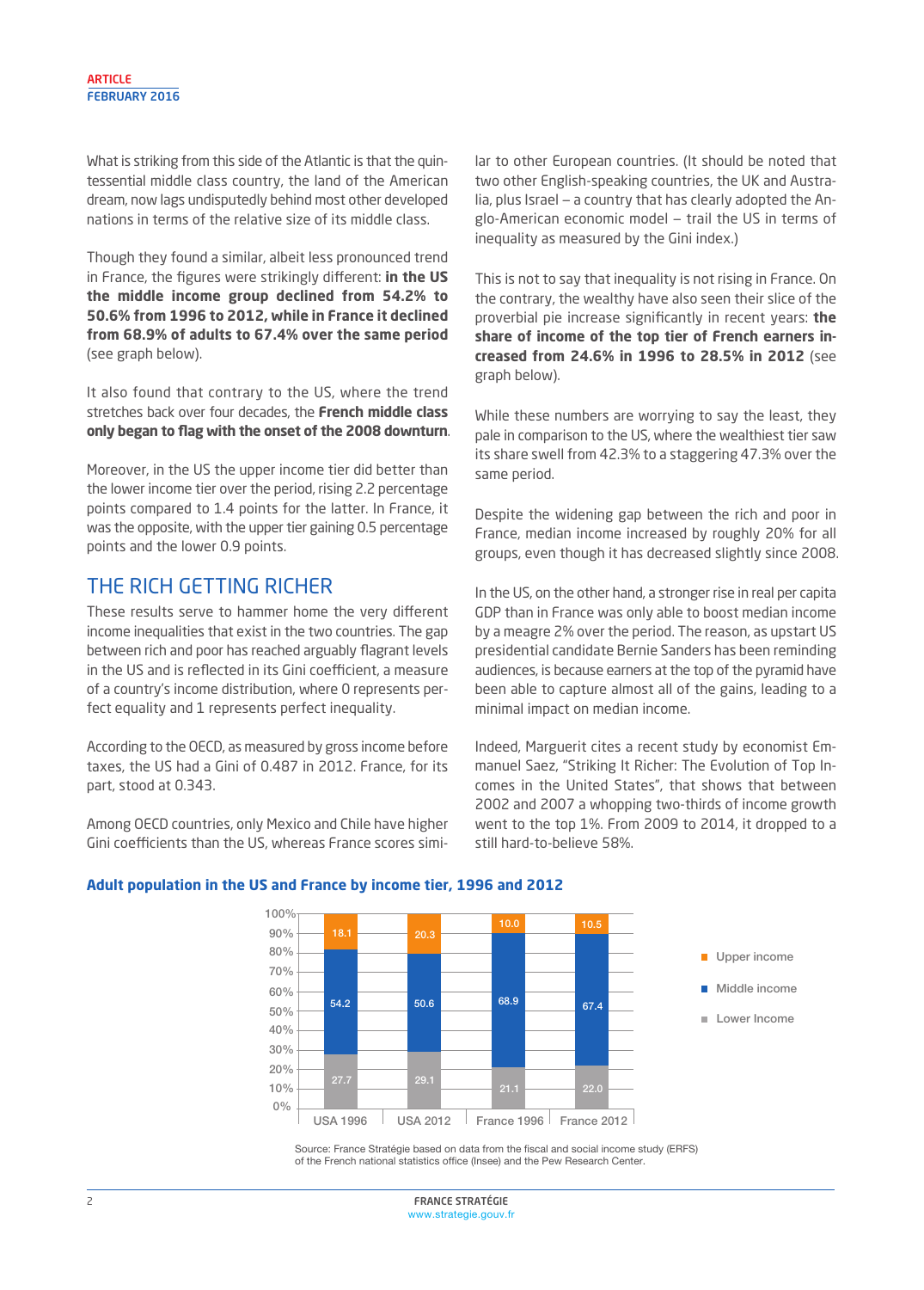What is striking from this side of the Atlantic is that the quintessential middle class country, the land of the American dream, now lags undisputedly behind most other developed nations in terms of the relative size of its middle class.

Though they found a similar, albeit less pronounced trend in France, the figures were strikingly different: **in the US the middle income group declined from 54.2% to 50.6% from 1996 to 2012, while in France it declined from 68.9% of adults to 67.4% over the same period** (see graph below).

It also found that contrary to the US, where the trend stretches back over four decades, the **French middle class only began to flag with the onset of the 2008 downturn**.

Moreover, in the US the upper income tier did better than the lower income tier over the period, rising 2.2 percentage points compared to 1.4 points for the latter. In France, it was the opposite, with the upper tier gaining 0.5 percentage points and the lower 0.9 points.

## THE RICH GETTING RICHER

These results serve to hammer home the very different income inequalities that exist in the two countries. The gap between rich and poor has reached arguably flagrant levels in the US and is reflected in its Gini coefficient, a measure of a country's income distribution, where 0 represents perfect equality and 1 represents perfect inequality.

According to the OECD, as measured by gross income before taxes, the US had a Gini of 0.487 in 2012. France, for its part, stood at 0.343.

Among OECD countries, only Mexico and Chile have higher Gini coefficients than the US, whereas France scores similar to other European countries. (It should be noted that two other English-speaking countries, the UK and Australia, plus Israel – a country that has clearly adopted the Anglo-American economic model – trail the US in terms of inequality as measured by the Gini index.)

This is not to say that inequality is not rising in France. On the contrary, the wealthy have also seen their slice of the proverbial pie increase significantly in recent years: **the share of income of the top tier of French earners increased from 24.6% in 1996 to 28.5% in 2012** (see graph below).

While these numbers are worrying to say the least, they pale in comparison to the US, where the wealthiest tier saw its share swell from 42.3% to a staggering 47.3% over the same period.

Despite the widening gap between the rich and poor in France, median income increased by roughly 20% for all groups, even though it has decreased slightly since 2008.

In the US, on the other hand, a stronger rise in real per capita GDP than in France was only able to boost median income by a meagre 2% over the period. The reason, as upstart US presidential candidate Bernie Sanders has been reminding audiences, is because earners at the top of the pyramid have been able to capture almost all of the gains, leading to a minimal impact on median income.

Indeed, Marguerit cites a recent study by economist Emmanuel Saez, "Striking It Richer: The Evolution of Top Incomes in the United States", that shows that between 2002 and 2007 a whopping two-thirds of income growth went to the top 1%. From 2009 to 2014, it dropped to a still hard-to-believe 58%.

### Adult population in the US and France by income tier, 1996 and 2012

100%
90%
80%
70%
60%
50%
40%
30%
20%
10%
0%

USA 1996: 18.1, 54.2, 27.7
USA 2012: 20.3, 50.6, 29.1
France 1996: 10.0, 68.9, 21.1
France 2012: 10.5, 67.4, 22.0

Upper income
Middle income
Lower Income

Source: France Stratégie based on data from the fiscal and social income study (ERFS) of the French national statistics office (Insee) and the Pew Research Center.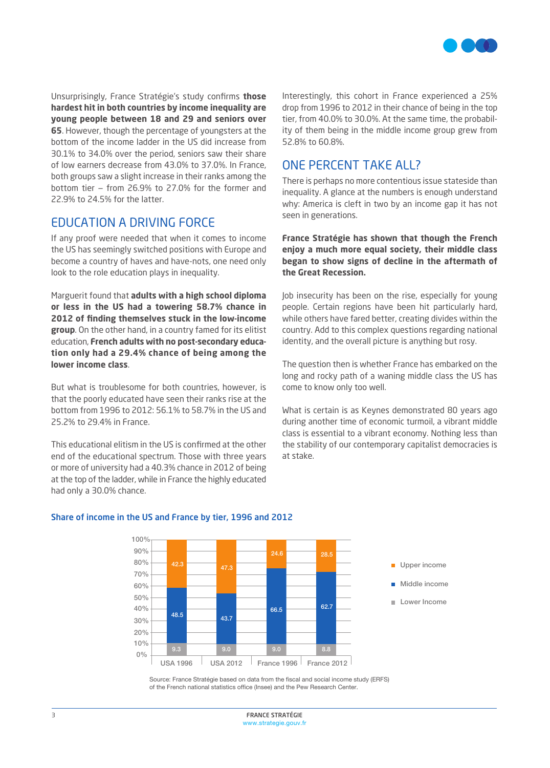Unsurprisingly, France Stratégie's study confirms **those hardest hit in both countries by income inequality are young people between 18 and 29 and seniors over 65**. However, though the percentage of youngsters at the bottom of the income ladder in the US did increase from 30.1% to 34.0% over the period, seniors saw their share of low earners decrease from 43.0% to 37.0%. In France, both groups saw a slight increase in their ranks among the bottom tier – from 26.9% to 27.0% for the former and 22.9% to 24.5% for the latter.

## EDUCATION A DRIVING FORCE

If any proof were needed that when it comes to income the US has seemingly switched positions with Europe and become a country of haves and have-nots, one need only look to the role education plays in inequality.

Marguerit found that **adults with a high school diploma or less in the US had a towering 58.7% chance in 2012 of finding themselves stuck in the low-income group**. On the other hand, in a country famed for its elitist education, **French adults with no post-secondary education only had a 29.4% chance of being among the lower income class**.

But what is troublesome for both countries, however, is that the poorly educated have seen their ranks rise at the bottom from 1996 to 2012: 56.1% to 58.7% in the US and 25.2% to 29.4% in France.

This educational elitism in the US is confirmed at the other end of the educational spectrum. Those with three years or more of university had a 40.3% chance in 2012 of being at the top of the ladder, while in France the highly educated had only a 30.0% chance.

Interestingly, this cohort in France experienced a 25% drop from 1996 to 2012 in their chance of being in the top tier, from 40.0% to 30.0%. At the same time, the probability of them being in the middle income group grew from 52.8% to 60.8%.

## ONE PERCENT TAKE ALL?

There is perhaps no more contentious issue stateside than inequality. A glance at the numbers is enough understand why: America is cleft in two by an income gap it has not seen in generations.

**France Stratégie has shown that though the French enjoy a much more equal society, their middle class began to show signs of decline in the aftermath of the Great Recession.**

Job insecurity has been on the rise, especially for young people. Certain regions have been hit particularly hard, while others have fared better, creating divides within the country. Add to this complex questions regarding national identity, and the overall picture is anything but rosy.

The question then is whether France has embarked on the long and rocky path of a waning middle class the US has come to know only too well.

What is certain is as Keynes demonstrated 80 years ago during another time of economic turmoil, a vibrant middle class is essential to a vibrant economy. Nothing less than the stability of our contemporary capitalist democracies is at stake.

### Share of income in the US and France by tier, 1996 and 2012

100%
90%
80%
70%
60%
50%
40%
30%
20%
10%
0%

USA 1996: 42.3, 48.5, 9.3
USA 2012: 47.3, 43.7, 9.0
France 1996: 24.6, 66.5, 9.0
France 2012: 28.5, 62.7, 8.8

Upper income
Middle income
Lower Income

Source: France Stratégie based on data from the fiscal and social income study (ERFS) of the French national statistics office (Insee) and the Pew Research Center.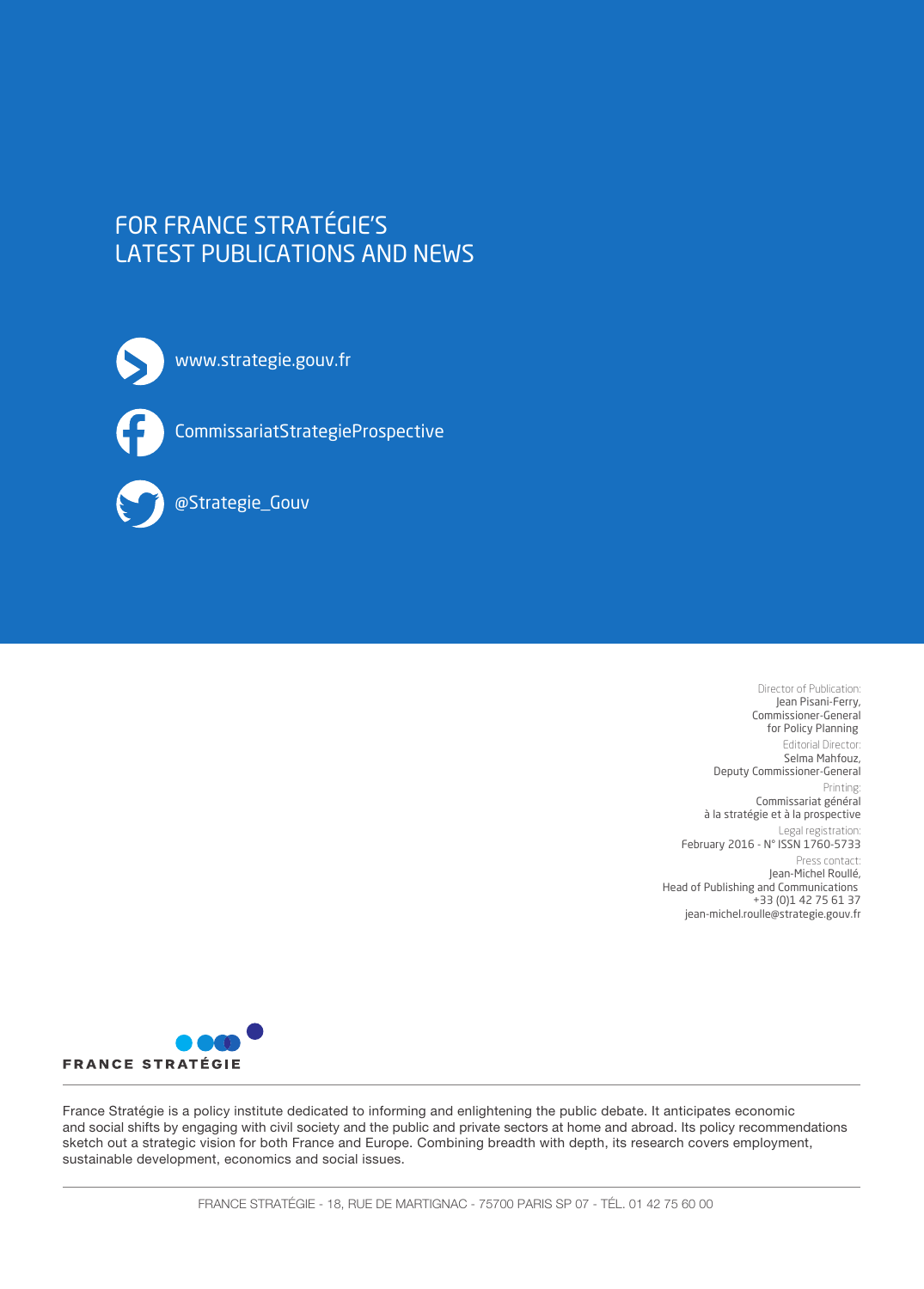# FOR FRANCE STRATÉGIE'S LATEST PUBLICATIONS AND NEWS

www.strategie.gouv.fr

CommissariatStrategieProspective

@Strategie_Gouv

Director of Publication:
Jean Pisani-Ferry,
Commissioner-General
for Policy Planning

Editorial Director:
Selma Mahfouz,
Deputy Commissioner-General

Printing:
Commissariat général
à la stratégie et à la prospective

Legal registration:
February 2016 - N° ISSN 1760-5733

Press contact:
Jean-Michel Roullé,
Head of Publishing and Communications
+33 (0)1 42 75 61 37
jean-michel.roulle@strategie.gouv.fr

**FRANCE STRATÉGIE**

France Stratégie is a policy institute dedicated to informing and enlightening the public debate. It anticipates economic and social shifts by engaging with civil society and the public and private sectors at home and abroad. Its policy recommendations sketch out a strategic vision for both France and Europe. Combining breadth with depth, its research covers employment, sustainable development, economics and social issues.

FRANCE STRATÉGIE - 18, RUE DE MARTIGNAC - 75700 PARIS SP 07 - TÉL. 01 42 75 60 00